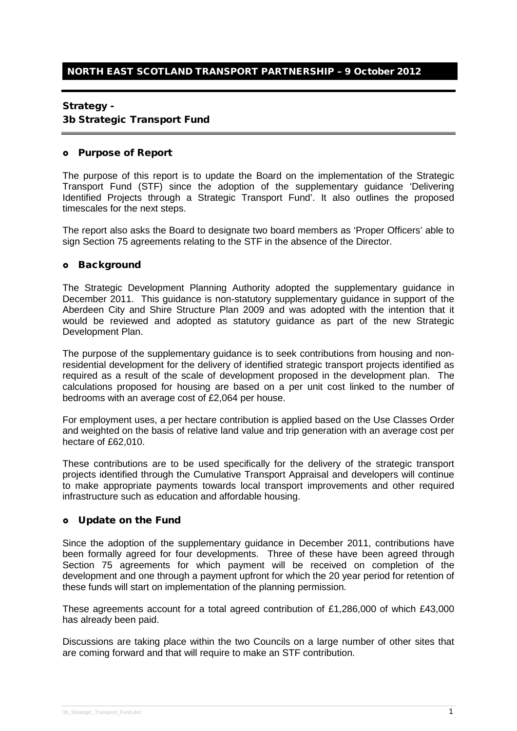## NORTH EAST SCOTLAND TRANSPORT PARTNERSHIP – 9 October 2012

# Strategy - 3b Strategic Transport Fund

### Purpose of Report

The purpose of this report is to update the Board on the implementation of the Strategic Transport Fund (STF) since the adoption of the supplementary guidance 'Delivering Identified Projects through a Strategic Transport Fund'. It also outlines the proposed timescales for the next steps.

The report also asks the Board to designate two board members as 'Proper Officers' able to sign Section 75 agreements relating to the STF in the absence of the Director.

### Background

The Strategic Development Planning Authority adopted the supplementary guidance in December 2011. This guidance is non-statutory supplementary guidance in support of the Aberdeen City and Shire Structure Plan 2009 and was adopted with the intention that it would be reviewed and adopted as statutory guidance as part of the new Strategic Development Plan.

The purpose of the supplementary guidance is to seek contributions from housing and non-residential development for the delivery of identified strategic transport projects identified as required as a result of the scale of development proposed in the development plan. The calculations proposed for housing are based on a per unit cost linked to the number of bedrooms with an average cost of £2,064 per house.

For employment uses, a per hectare contribution is applied based on the Use Classes Order and weighted on the basis of relative land value and trip generation with an average cost per hectare of £62,010.

These contributions are to be used specifically for the delivery of the strategic transport projects identified through the Cumulative Transport Appraisal and developers will continue to make appropriate payments towards local transport improvements and other required infrastructure such as education and affordable housing.

### Update on the Fund

Since the adoption of the supplementary guidance in December 2011, contributions have been formally agreed for four developments. Three of these have been agreed through Section 75 agreements for which payment will be received on completion of the development and one through a payment upfront for which the 20 year period for retention of these funds will start on implementation of the planning permission.

These agreements account for a total agreed contribution of £1,286,000 of which £43,000 has already been paid.

Discussions are taking place within the two Councils on a large number of other sites that are coming forward and that will require to make an STF contribution.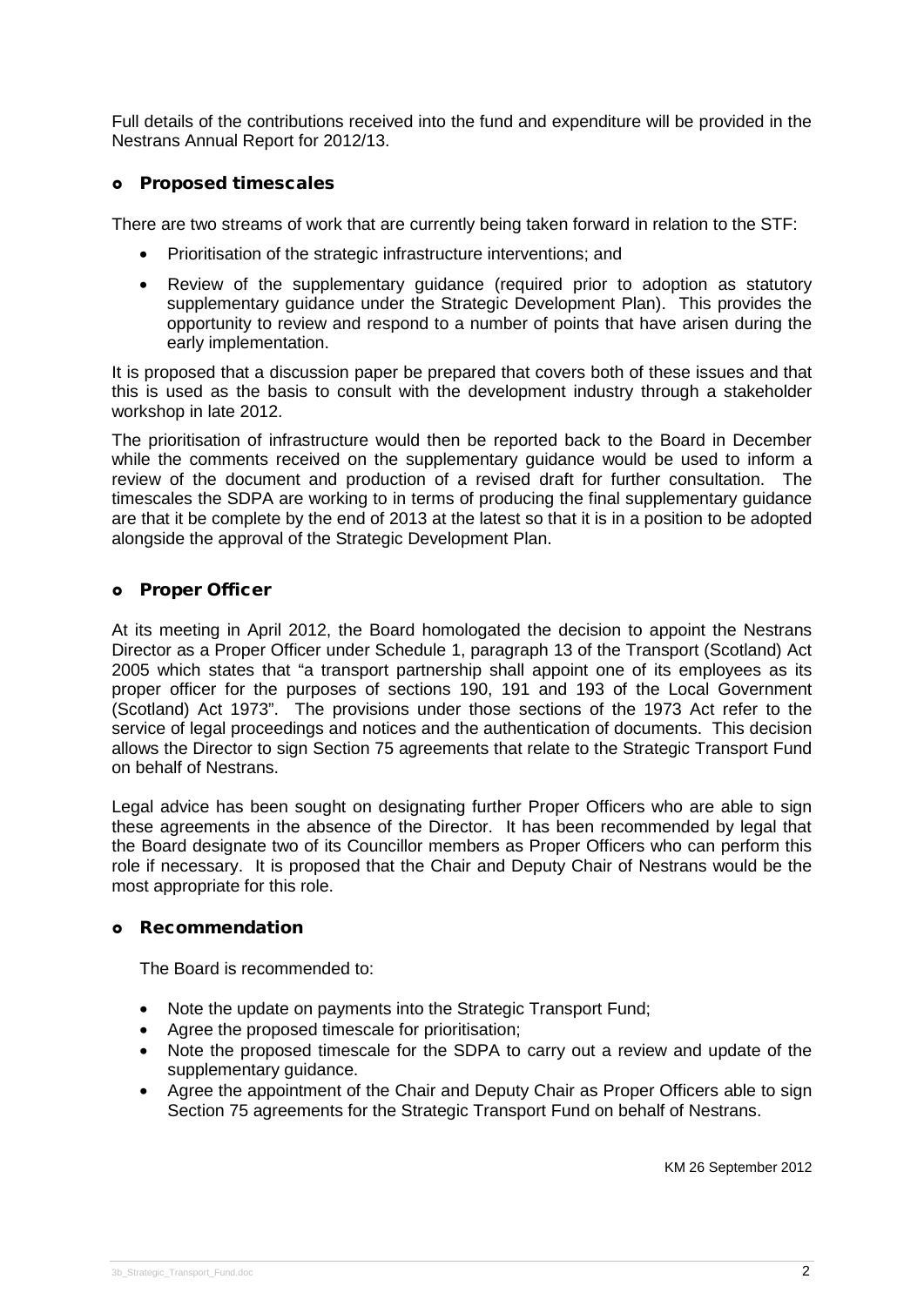Full details of the contributions received into the fund and expenditure will be provided in the Nestrans Annual Report for 2012/13.

## Proposed timescales

There are two streams of work that are currently being taken forward in relation to the STF:

- Prioritisation of the strategic infrastructure interventions; and
- Review of the supplementary guidance (required prior to adoption as statutory supplementary guidance under the Strategic Development Plan). This provides the opportunity to review and respond to a number of points that have arisen during the early implementation.

It is proposed that a discussion paper be prepared that covers both of these issues and that this is used as the basis to consult with the development industry through a stakeholder workshop in late 2012.

The prioritisation of infrastructure would then be reported back to the Board in December while the comments received on the supplementary guidance would be used to inform a review of the document and production of a revised draft for further consultation. The timescales the SDPA are working to in terms of producing the final supplementary guidance are that it be complete by the end of 2013 at the latest so that it is in a position to be adopted alongside the approval of the Strategic Development Plan.

## Proper Officer

At its meeting in April 2012, the Board homologated the decision to appoint the Nestrans Director as a Proper Officer under Schedule 1, paragraph 13 of the Transport (Scotland) Act 2005 which states that "a transport partnership shall appoint one of its employees as its proper officer for the purposes of sections 190, 191 and 193 of the Local Government (Scotland) Act 1973". The provisions under those sections of the 1973 Act refer to the service of legal proceedings and notices and the authentication of documents. This decision allows the Director to sign Section 75 agreements that relate to the Strategic Transport Fund on behalf of Nestrans.

Legal advice has been sought on designating further Proper Officers who are able to sign these agreements in the absence of the Director. It has been recommended by legal that the Board designate two of its Councillor members as Proper Officers who can perform this role if necessary. It is proposed that the Chair and Deputy Chair of Nestrans would be the most appropriate for this role.

## Recommendation

The Board is recommended to:

- Note the update on payments into the Strategic Transport Fund;
- Agree the proposed timescale for prioritisation;
- Note the proposed timescale for the SDPA to carry out a review and update of the supplementary guidance.
- Agree the appointment of the Chair and Deputy Chair as Proper Officers able to sign Section 75 agreements for the Strategic Transport Fund on behalf of Nestrans.

KM 26 September 2012